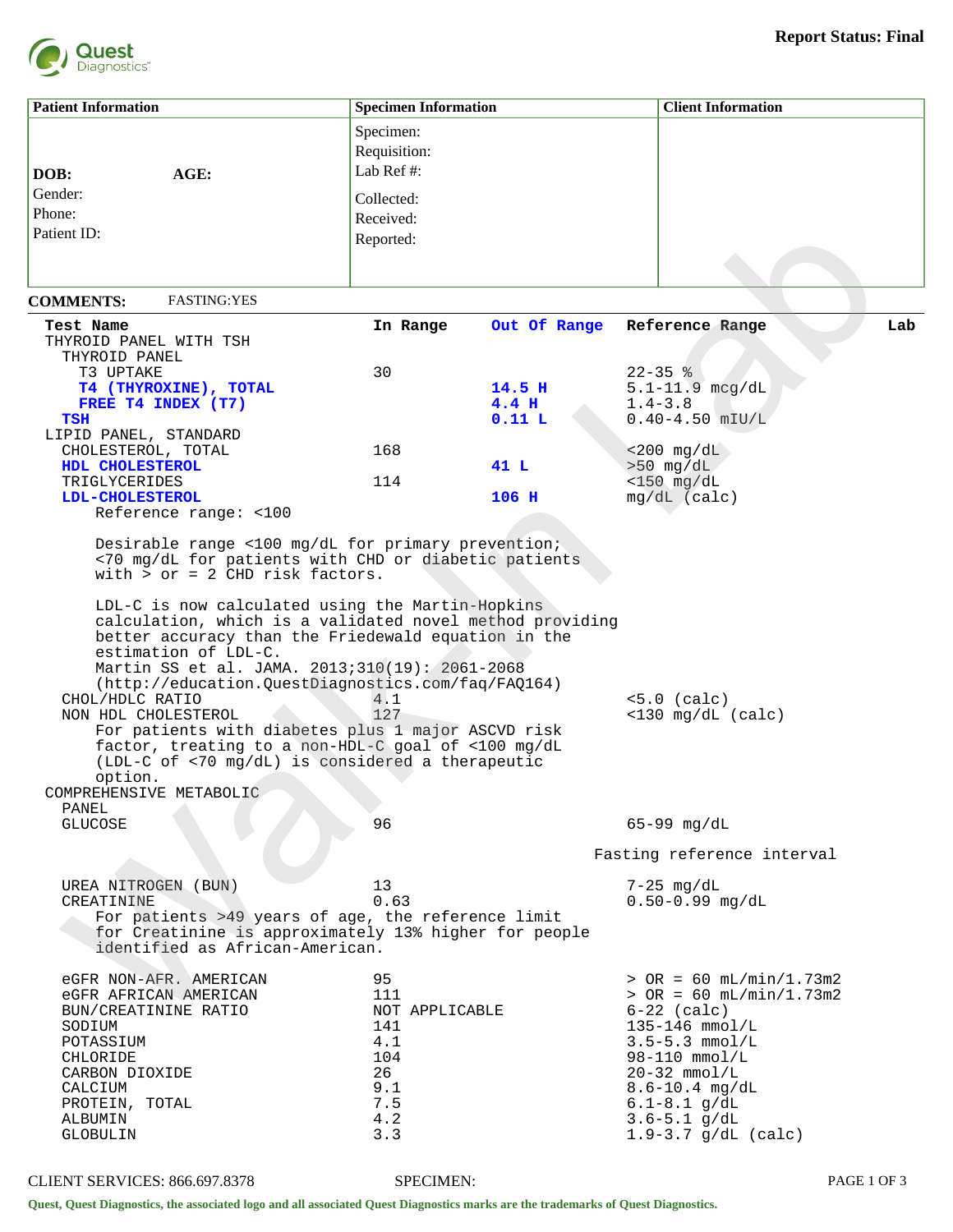**Report Status: Final**

| Patient Information | Specimen Information | Client Information |
|---|---|---|
| **DOB:** **AGE:** | Specimen: | |
| Gender: | Requisition: | |
| Phone: | Lab Ref #: | |
| Patient ID: | Collected: | |
| | Received: | |
| | Reported: | |

**COMMENTS:** FASTING:YES

| Test Name | In Range | Out Of Range | Reference Range | Lab |
|---|---|---|---|---|
| THYROID PANEL WITH TSH | | | | |
| THYROID PANEL | | | | |
| T3 UPTAKE | 30 | | 22-35 % | |
| **T4 (THYROXINE), TOTAL** | | **14.5 H** | 5.1-11.9 mcg/dL | |
| **FREE T4 INDEX (T7)** | | **4.4 H** | 1.4-3.8 | |
| **TSH** | | **0.11 L** | 0.40-4.50 mIU/L | |
| LIPID PANEL, STANDARD | | | | |
| CHOLESTEROL, TOTAL | 168 | | <200 mg/dL | |
| **HDL CHOLESTEROL** | | **41 L** | >50 mg/dL | |
| TRIGLYCERIDES | 114 | | <150 mg/dL | |
| **LDL-CHOLESTEROL** | | **106 H** | mg/dL (calc) | |

Reference range: <100

Desirable range <100 mg/dL for primary prevention;
<70 mg/dL for patients with CHD or diabetic patients
with > or = 2 CHD risk factors.

LDL-C is now calculated using the Martin-Hopkins
calculation, which is a validated novel method providing
better accuracy than the Friedewald equation in the
estimation of LDL-C.
Martin SS et al. JAMA. 2013;310(19): 2061-2068
(http://education.QuestDiagnostics.com/faq/FAQ164)

| Test Name | In Range | Out Of Range | Reference Range | Lab |
|---|---|---|---|---|
| CHOL/HDLC RATIO | 4.1 | | <5.0 (calc) | |
| NON HDL CHOLESTEROL | 127 | | <130 mg/dL (calc) | |

For patients with diabetes plus 1 major ASCVD risk
factor, treating to a non-HDL-C goal of <100 mg/dL
(LDL-C of <70 mg/dL) is considered a therapeutic
option.

| Test Name | In Range | Out Of Range | Reference Range | Lab |
|---|---|---|---|---|
| COMPREHENSIVE METABOLIC PANEL | | | | |
| GLUCOSE | 96 | | 65-99 mg/dL | |
| | | | Fasting reference interval | |
| UREA NITROGEN (BUN) | 13 | | 7-25 mg/dL | |
| CREATININE | 0.63 | | 0.50-0.99 mg/dL | |

For patients >49 years of age, the reference limit
for Creatinine is approximately 13% higher for people
identified as African-American.

| Test Name | In Range | Out Of Range | Reference Range | Lab |
|---|---|---|---|---|
| eGFR NON-AFR. AMERICAN | 95 | | > OR = 60 mL/min/1.73m2 | |
| eGFR AFRICAN AMERICAN | 111 | | > OR = 60 mL/min/1.73m2 | |
| BUN/CREATININE RATIO | NOT APPLICABLE | | 6-22 (calc) | |
| SODIUM | 141 | | 135-146 mmol/L | |
| POTASSIUM | 4.1 | | 3.5-5.3 mmol/L | |
| CHLORIDE | 104 | | 98-110 mmol/L | |
| CARBON DIOXIDE | 26 | | 20-32 mmol/L | |
| CALCIUM | 9.1 | | 8.6-10.4 mg/dL | |
| PROTEIN, TOTAL | 7.5 | | 6.1-8.1 g/dL | |
| ALBUMIN | 4.2 | | 3.6-5.1 g/dL | |
| GLOBULIN | 3.3 | | 1.9-3.7 g/dL (calc) | |

CLIENT SERVICES: 866.697.8378 SPECIMEN:

Quest, Quest Diagnostics, the associated logo and all associated Quest Diagnostics marks are the trademarks of Quest Diagnostics.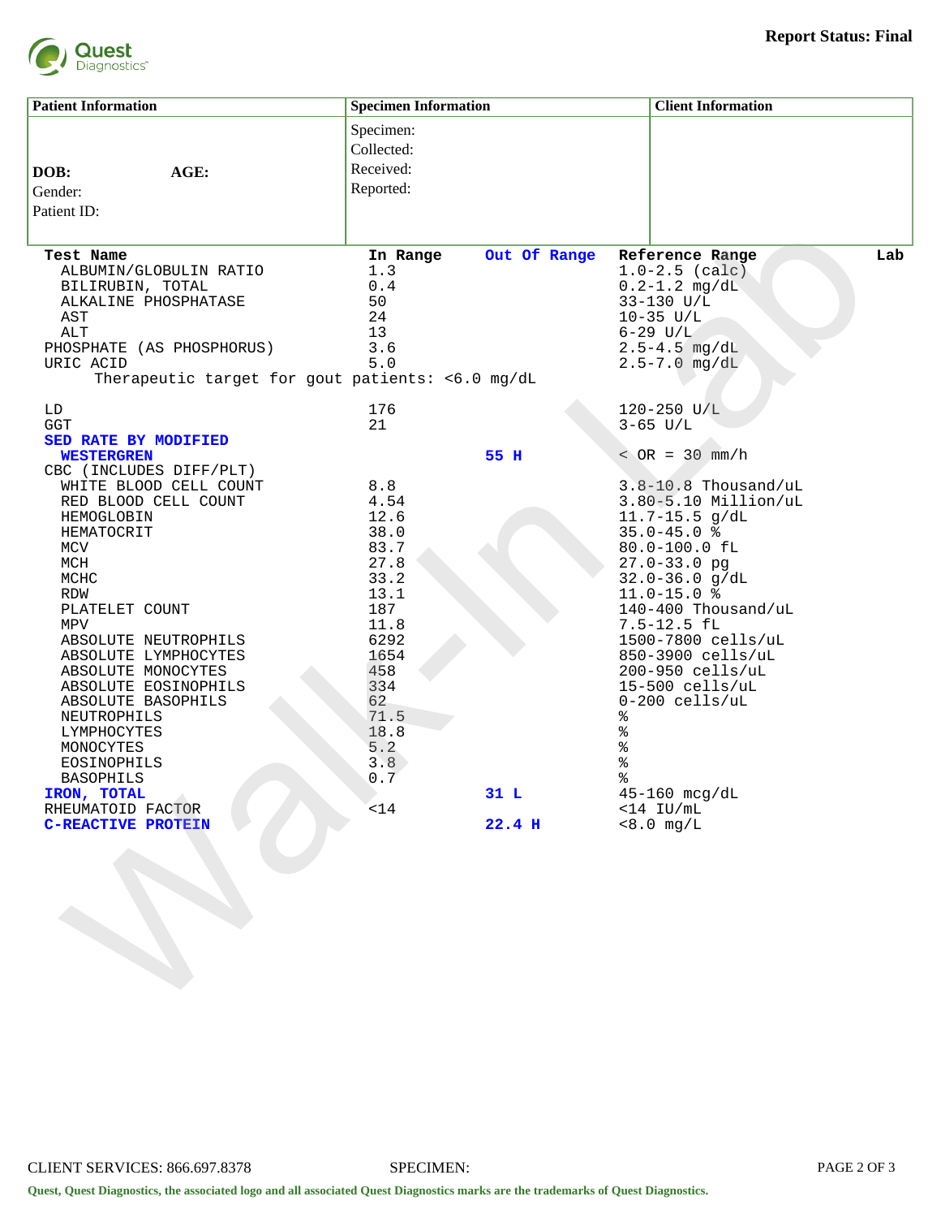**Report Status: Final**

| Patient Information | Specimen Information | Client Information |
|---|---|---|
| **DOB:** **AGE:** <br> Gender: <br> Patient ID: | Specimen: <br> Collected: <br> Received: <br> Reported: | |

| Test Name | In Range | Out Of Range | Reference Range | Lab |
|---|---|---|---|---|
| ALBUMIN/GLOBULIN RATIO | 1.3 | | 1.0-2.5 (calc) | |
| BILIRUBIN, TOTAL | 0.4 | | 0.2-1.2 mg/dL | |
| ALKALINE PHOSPHATASE | 50 | | 33-130 U/L | |
| AST | 24 | | 10-35 U/L | |
| ALT | 13 | | 6-29 U/L | |
| PHOSPHATE (AS PHOSPHORUS) | 3.6 | | 2.5-4.5 mg/dL | |
| URIC ACID | 5.0 | | 2.5-7.0 mg/dL | |
| Therapeutic target for gout patients: <6.0 mg/dL | | | | |
| LD | 176 | | 120-250 U/L | |
| GGT | 21 | | 3-65 U/L | |
| **SED RATE BY MODIFIED WESTERGREN** | | **55 H** | < OR = 30 mm/h | |
| CBC (INCLUDES DIFF/PLT) | | | | |
| WHITE BLOOD CELL COUNT | 8.8 | | 3.8-10.8 Thousand/uL | |
| RED BLOOD CELL COUNT | 4.54 | | 3.80-5.10 Million/uL | |
| HEMOGLOBIN | 12.6 | | 11.7-15.5 g/dL | |
| HEMATOCRIT | 38.0 | | 35.0-45.0 % | |
| MCV | 83.7 | | 80.0-100.0 fL | |
| MCH | 27.8 | | 27.0-33.0 pg | |
| MCHC | 33.2 | | 32.0-36.0 g/dL | |
| RDW | 13.1 | | 11.0-15.0 % | |
| PLATELET COUNT | 187 | | 140-400 Thousand/uL | |
| MPV | 11.8 | | 7.5-12.5 fL | |
| ABSOLUTE NEUTROPHILS | 6292 | | 1500-7800 cells/uL | |
| ABSOLUTE LYMPHOCYTES | 1654 | | 850-3900 cells/uL | |
| ABSOLUTE MONOCYTES | 458 | | 200-950 cells/uL | |
| ABSOLUTE EOSINOPHILS | 334 | | 15-500 cells/uL | |
| ABSOLUTE BASOPHILS | 62 | | 0-200 cells/uL | |
| NEUTROPHILS | 71.5 | | % | |
| LYMPHOCYTES | 18.8 | | % | |
| MONOCYTES | 5.2 | | % | |
| EOSINOPHILS | 3.8 | | % | |
| BASOPHILS | 0.7 | | % | |
| **IRON, TOTAL** | | **31 L** | 45-160 mcg/dL | |
| RHEUMATOID FACTOR | <14 | | <14 IU/mL | |
| **C-REACTIVE PROTEIN** | | **22.4 H** | <8.0 mg/L | |

CLIENT SERVICES: 866.697.8378 SPECIMEN:

Quest, Quest Diagnostics, the associated logo and all associated Quest Diagnostics marks are the trademarks of Quest Diagnostics.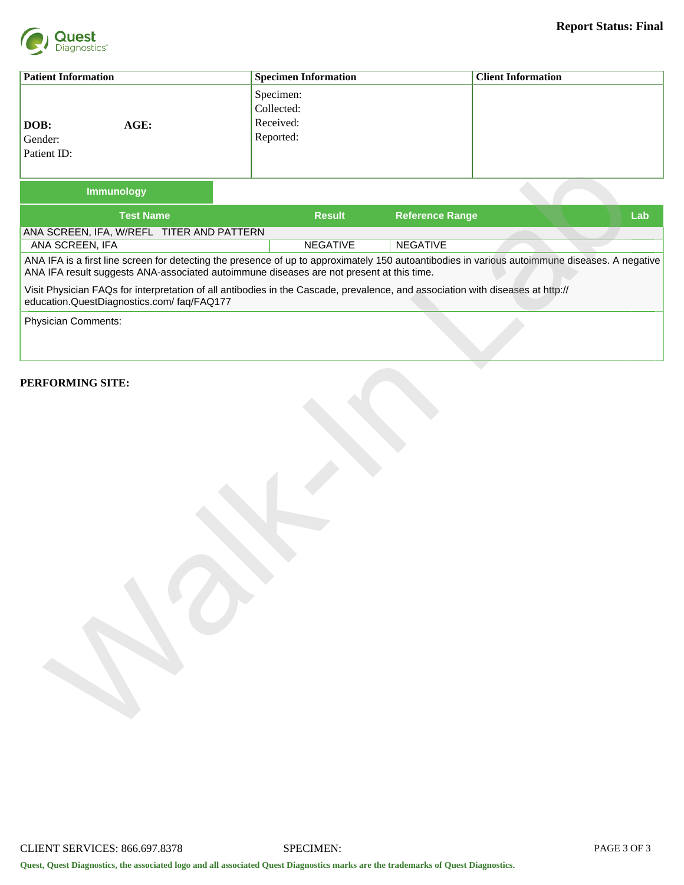**Report Status: Final**

| Patient Information | Specimen Information | Client Information |
|---|---|---|
| **DOB:** **AGE:** Gender: Patient ID: | Specimen: Collected: Received: Reported: | |

## Immunology

| Test Name | Result | Reference Range | Lab |
|---|---|---|---|
| ANA SCREEN, IFA, W/REFL TITER AND PATTERN | | | |
| ANA SCREEN, IFA | NEGATIVE | NEGATIVE | |

ANA IFA is a first line screen for detecting the presence of up to approximately 150 autoantibodies in various autoimmune diseases. A negative ANA IFA result suggests ANA-associated autoimmune diseases are not present at this time.

Visit Physician FAQs for interpretation of all antibodies in the Cascade, prevalence, and association with diseases at http://education.QuestDiagnostics.com/ faq/FAQ177

Physician Comments:

**PERFORMING SITE:**

CLIENT SERVICES: 866.697.8378 SPECIMEN:

Quest, Quest Diagnostics, the associated logo and all associated Quest Diagnostics marks are the trademarks of Quest Diagnostics.